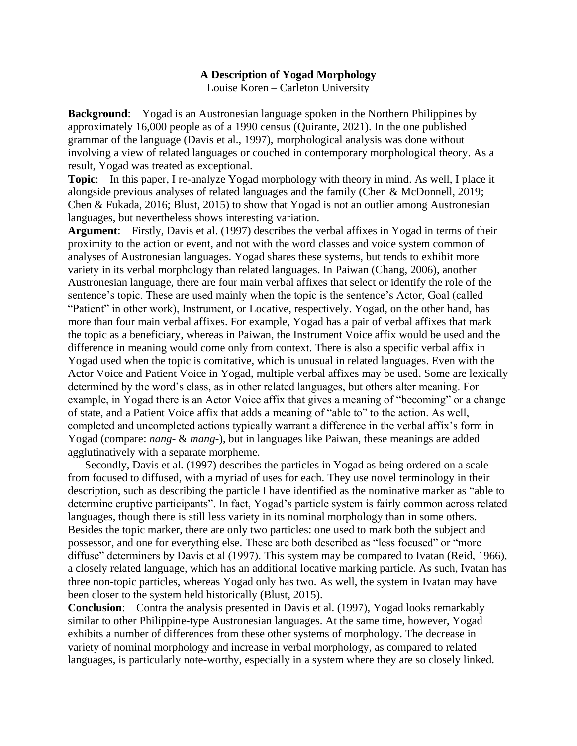# A Description of Yogad Morphology

Louise Koren – Carleton University

**Background**: Yogad is an Austronesian language spoken in the Northern Philippines by approximately 16,000 people as of a 1990 census (Quirante, 2021). In the one published grammar of the language (Davis et al., 1997), morphological analysis was done without involving a view of related languages or couched in contemporary morphological theory. As a result, Yogad was treated as exceptional.

**Topic**: In this paper, I re-analyze Yogad morphology with theory in mind. As well, I place it alongside previous analyses of related languages and the family (Chen & McDonnell, 2019; Chen & Fukada, 2016; Blust, 2015) to show that Yogad is not an outlier among Austronesian languages, but nevertheless shows interesting variation.

**Argument**: Firstly, Davis et al. (1997) describes the verbal affixes in Yogad in terms of their proximity to the action or event, and not with the word classes and voice system common of analyses of Austronesian languages. Yogad shares these systems, but tends to exhibit more variety in its verbal morphology than related languages. In Paiwan (Chang, 2006), another Austronesian language, there are four main verbal affixes that select or identify the role of the sentence's topic. These are used mainly when the topic is the sentence's Actor, Goal (called "Patient" in other work), Instrument, or Locative, respectively. Yogad, on the other hand, has more than four main verbal affixes. For example, Yogad has a pair of verbal affixes that mark the topic as a beneficiary, whereas in Paiwan, the Instrument Voice affix would be used and the difference in meaning would come only from context. There is also a specific verbal affix in Yogad used when the topic is comitative, which is unusual in related languages. Even with the Actor Voice and Patient Voice in Yogad, multiple verbal affixes may be used. Some are lexically determined by the word's class, as in other related languages, but others alter meaning. For example, in Yogad there is an Actor Voice affix that gives a meaning of "becoming" or a change of state, and a Patient Voice affix that adds a meaning of "able to" to the action. As well, completed and uncompleted actions typically warrant a difference in the verbal affix's form in Yogad (compare: *nang-* & *mang-*), but in languages like Paiwan, these meanings are added agglutinatively with a separate morpheme.

Secondly, Davis et al. (1997) describes the particles in Yogad as being ordered on a scale from focused to diffused, with a myriad of uses for each. They use novel terminology in their description, such as describing the particle I have identified as the nominative marker as "able to determine eruptive participants". In fact, Yogad's particle system is fairly common across related languages, though there is still less variety in its nominal morphology than in some others. Besides the topic marker, there are only two particles: one used to mark both the subject and possessor, and one for everything else. These are both described as "less focused" or "more diffuse" determiners by Davis et al (1997). This system may be compared to Ivatan (Reid, 1966), a closely related language, which has an additional locative marking particle. As such, Ivatan has three non-topic particles, whereas Yogad only has two. As well, the system in Ivatan may have been closer to the system held historically (Blust, 2015).

**Conclusion**: Contra the analysis presented in Davis et al. (1997), Yogad looks remarkably similar to other Philippine-type Austronesian languages. At the same time, however, Yogad exhibits a number of differences from these other systems of morphology. The decrease in variety of nominal morphology and increase in verbal morphology, as compared to related languages, is particularly note-worthy, especially in a system where they are so closely linked.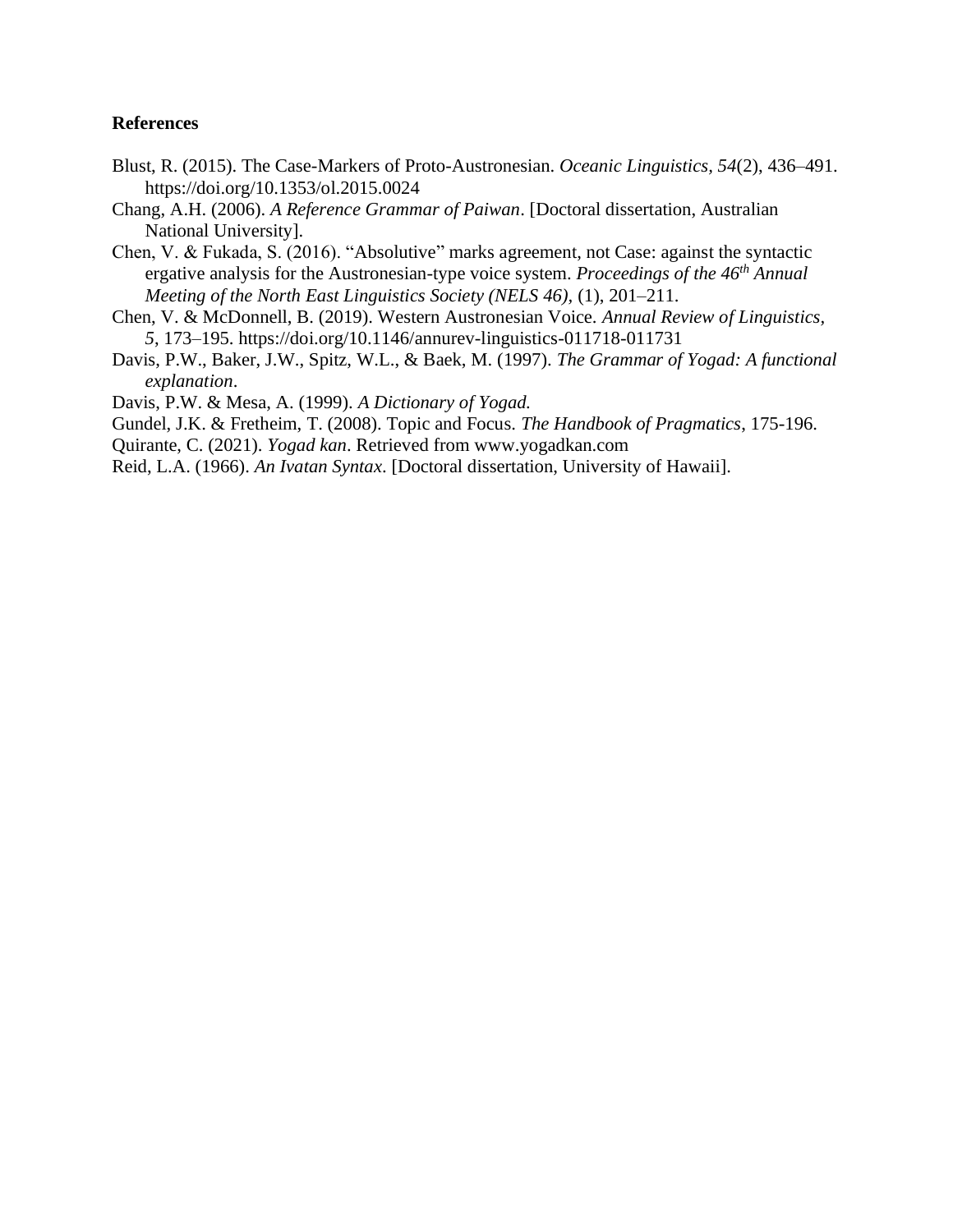**References**

Blust, R. (2015). The Case-Markers of Proto-Austronesian. *Oceanic Linguistics, 54*(2), 436–491. https://doi.org/10.1353/ol.2015.0024

Chang, A.H. (2006). *A Reference Grammar of Paiwan*. [Doctoral dissertation, Australian National University].

Chen, V. & Fukada, S. (2016). "Absolutive" marks agreement, not Case: against the syntactic ergative analysis for the Austronesian-type voice system. *Proceedings of the 46th Annual Meeting of the North East Linguistics Society (NELS 46)*, (1), 201–211.

Chen, V. & McDonnell, B. (2019). Western Austronesian Voice. *Annual Review of Linguistics, 5*, 173–195. https://doi.org/10.1146/annurev-linguistics-011718-011731

Davis, P.W., Baker, J.W., Spitz, W.L., & Baek, M. (1997). *The Grammar of Yogad: A functional explanation*.

Davis, P.W. & Mesa, A. (1999). *A Dictionary of Yogad.*

Gundel, J.K. & Fretheim, T. (2008). Topic and Focus. *The Handbook of Pragmatics*, 175-196.

Quirante, C. (2021). *Yogad kan*. Retrieved from www.yogadkan.com

Reid, L.A. (1966). *An Ivatan Syntax*. [Doctoral dissertation, University of Hawaii].